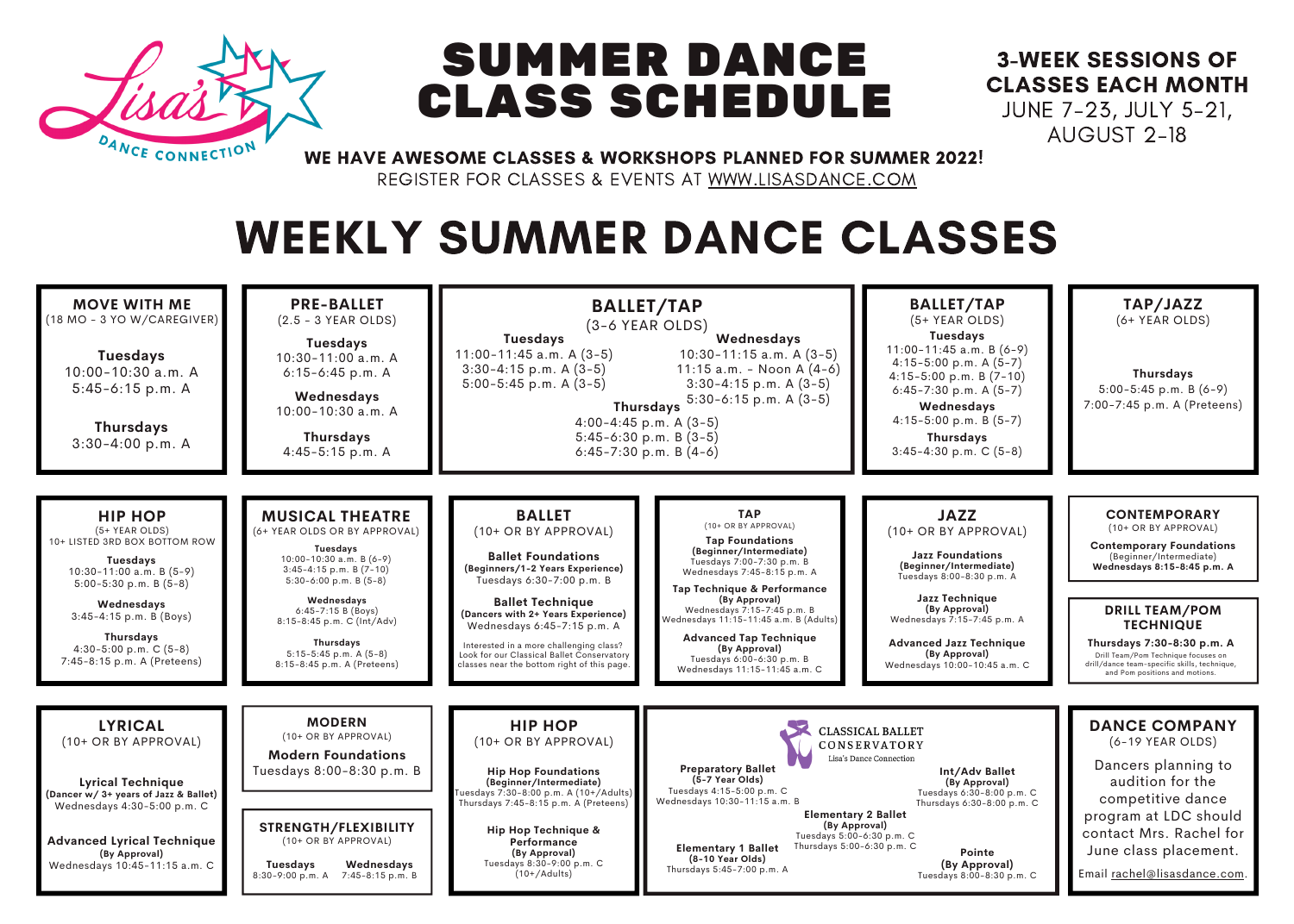Lisa's Dance Connection

# SUMMER DANCE CLASS SCHEDULE

**3-WEEK SESSIONS OF CLASSES EACH MONTH**
JUNE 7-23, JULY 5-21, AUGUST 2-18

**WE HAVE AWESOME CLASSES & WORKSHOPS PLANNED FOR SUMMER 2022!**
REGISTER FOR CLASSES & EVENTS AT WWW.LISASDANCE.COM

# WEEKLY SUMMER DANCE CLASSES

### MOVE WITH ME
(18 MO - 3 YO W/CAREGIVER)

**Tuesdays**
10:00-10:30 a.m. A
5:45-6:15 p.m. A

**Thursdays**
3:30-4:00 p.m. A

### PRE-BALLET
(2.5 - 3 YEAR OLDS)

**Tuesdays**
10:30-11:00 a.m. A
6:15-6:45 p.m. A

**Wednesdays**
10:00-10:30 a.m. A

**Thursdays**
4:45-5:15 p.m. A

### BALLET/TAP
(3-6 YEAR OLDS)

**Tuesdays**
11:00-11:45 a.m. A (3-5)
3:30-4:15 p.m. A (3-5)
5:00-5:45 p.m. A (3-5)

**Wednesdays**
10:30-11:15 a.m. A (3-5)
11:15 a.m. - Noon A (4-6)
3:30-4:15 p.m. A (3-5)
5:30-6:15 p.m. A (3-5)

**Thursdays**
4:00-4:45 p.m. A (3-5)
5:45-6:30 p.m. B (3-5)
6:45-7:30 p.m. B (4-6)

### BALLET/TAP
(5+ YEAR OLDS)

**Tuesdays**
11:00-11:45 a.m. B (6-9)
4:15-5:00 p.m. A (5-7)
4:15-5:00 p.m. B (7-10)
6:45-7:30 p.m. A (5-7)

**Wednesdays**
4:15-5:00 p.m. B (5-7)

**Thursdays**
3:45-4:30 p.m. C (5-8)

### TAP/JAZZ
(6+ YEAR OLDS)

**Thursdays**
5:00-5:45 p.m. B (6-9)
7:00-7:45 p.m. A (Preteens)

### HIP HOP
(5+ YEAR OLDS)
10+ LISTED 3RD BOX BOTTOM ROW

**Tuesdays**
10:30-11:00 a.m. B (5-9)
5:00-5:30 p.m. B (5-8)

**Wednesdays**
3:45-4:15 p.m. B (Boys)

**Thursdays**
4:30-5:00 p.m. C (5-8)
7:45-8:15 p.m. A (Preteens)

### MUSICAL THEATRE
(6+ YEAR OLDS OR BY APPROVAL)

**Tuesdays**
10:00-10:30 a.m. B (6-9)
3:45-4:15 p.m. B (7-10)
5:30-6:00 p.m. B (5-8)

**Wednesdays**
6:45-7:15 B (Boys)
8:15-8:45 p.m. C (Int/Adv)

**Thursdays**
5:15-5:45 p.m. A (5-8)
8:15-8:45 p.m. A (Preteens)

### BALLET
(10+ OR BY APPROVAL)

**Ballet Foundations**
**(Beginners/1-2 Years Experience)**
Tuesdays 6:30-7:00 p.m. B

**Ballet Technique**
**(Dancers with 2+ Years Experience)**
Wednesdays 6:45-7:15 p.m. A

Interested in a more challenging class? Look for our Classical Ballet Conservatory classes near the bottom right of this page.

### TAP
(10+ OR BY APPROVAL)

**Tap Foundations**
**(Beginner/Intermediate)**
Tuesdays 7:00-7:30 p.m. B
Wednesdays 7:45-8:15 p.m. A

**Tap Technique & Performance**
**(By Approval)**
Wednesdays 7:15-7:45 p.m. B
Wednesdays 11:15-11:45 a.m. B (Adults)

**Advanced Tap Technique**
**(By Approval)**
Tuesdays 6:00-6:30 p.m. B
Wednesdays 11:15-11:45 a.m. C

### JAZZ
(10+ OR BY APPROVAL)

**Jazz Foundations**
**(Beginner/Intermediate)**
Tuesdays 8:00-8:30 p.m. A

**Jazz Technique**
**(By Approval)**
Wednesdays 7:15-7:45 p.m. A

**Advanced Jazz Technique**
**(By Approval)**
Wednesdays 10:00-10:45 a.m. C

### CONTEMPORARY
(10+ OR BY APPROVAL)

**Contemporary Foundations**
(Beginner/Intermediate)
**Wednesdays 8:15-8:45 p.m. A**

### DRILL TEAM/POM TECHNIQUE

**Thursdays 7:30-8:30 p.m. A**
Drill Team/Pom Technique focuses on drill/dance team-specific skills, technique, and Pom positions and motions.

### LYRICAL
(10+ OR BY APPROVAL)

**Lyrical Technique**
**(Dancer w/ 3+ years of Jazz & Ballet)**
Wednesdays 4:30-5:00 p.m. C

**Advanced Lyrical Technique**
**(By Approval)**
Wednesdays 10:45-11:15 a.m. C

### MODERN
(10+ OR BY APPROVAL)

**Modern Foundations**
Tuesdays 8:00-8:30 p.m. B

### STRENGTH/FLEXIBILITY
(10+ OR BY APPROVAL)

**Tuesdays**
8:30-9:00 p.m. A

**Wednesdays**
7:45-8:15 p.m. B

### HIP HOP
(10+ OR BY APPROVAL)

**Hip Hop Foundations**
**(Beginner/Intermediate)**
Tuesdays 7:30-8:00 p.m. A (10+/Adults)
Thursdays 7:45-8:15 p.m. A (Preteens)

**Hip Hop Technique & Performance**
**(By Approval)**
Tuesdays 8:30-9:00 p.m. C
(10+/Adults)

### CLASSICAL BALLET CONSERVATORY
Lisa's Dance Connection

**Preparatory Ballet**
**(5-7 Year Olds)**
Tuesdays 4:15-5:00 p.m. C
Wednesdays 10:30-11:15 a.m. B

**Elementary 1 Ballet**
**(8-10 Year Olds)**
Thursdays 5:45-7:00 p.m. A

**Elementary 2 Ballet**
**(By Approval)**
Tuesdays 5:00-6:30 p.m. C
Thursdays 5:00-6:30 p.m. C

**Int/Adv Ballet**
**(By Approval)**
Tuesdays 6:30-8:00 p.m. C
Thursdays 6:30-8:00 p.m. C

**Pointe**
**(By Approval)**
Tuesdays 8:00-8:30 p.m. C

### DANCE COMPANY
(6-19 YEAR OLDS)

Dancers planning to audition for the competitive dance program at LDC should contact Mrs. Rachel for June class placement.

Email rachel@lisasdance.com.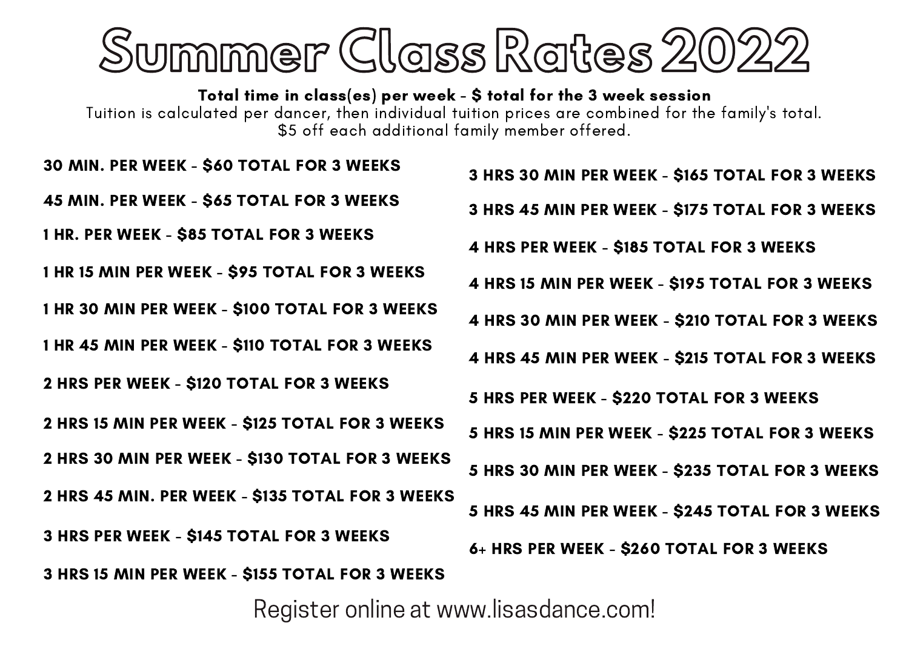# Summer Class Rates 2022

**Total time in class(es) per week - $ total for the 3 week session**

Tuition is calculated per dancer, then individual tuition prices are combined for the family's total.
$5 off each additional family member offered.

**30 MIN. PER WEEK - $60 TOTAL FOR 3 WEEKS**

**45 MIN. PER WEEK - $65 TOTAL FOR 3 WEEKS**

**1 HR. PER WEEK - $85 TOTAL FOR 3 WEEKS**

**1 HR 15 MIN PER WEEK - $95 TOTAL FOR 3 WEEKS**

**1 HR 30 MIN PER WEEK - $100 TOTAL FOR 3 WEEKS**

**1 HR 45 MIN PER WEEK - $110 TOTAL FOR 3 WEEKS**

**2 HRS PER WEEK - $120 TOTAL FOR 3 WEEKS**

**2 HRS 15 MIN PER WEEK - $125 TOTAL FOR 3 WEEKS**

**2 HRS 30 MIN PER WEEK - $130 TOTAL FOR 3 WEEKS**

**2 HRS 45 MIN. PER WEEK - $135 TOTAL FOR 3 WEEKS**

**3 HRS PER WEEK - $145 TOTAL FOR 3 WEEKS**

**3 HRS 15 MIN PER WEEK - $155 TOTAL FOR 3 WEEKS**

**3 HRS 30 MIN PER WEEK - $165 TOTAL FOR 3 WEEKS**

**3 HRS 45 MIN PER WEEK - $175 TOTAL FOR 3 WEEKS**

**4 HRS PER WEEK - $185 TOTAL FOR 3 WEEKS**

**4 HRS 15 MIN PER WEEK - $195 TOTAL FOR 3 WEEKS**

**4 HRS 30 MIN PER WEEK - $210 TOTAL FOR 3 WEEKS**

**4 HRS 45 MIN PER WEEK - $215 TOTAL FOR 3 WEEKS**

**5 HRS PER WEEK - $220 TOTAL FOR 3 WEEKS**

**5 HRS 15 MIN PER WEEK - $225 TOTAL FOR 3 WEEKS**

**5 HRS 30 MIN PER WEEK - $235 TOTAL FOR 3 WEEKS**

**5 HRS 45 MIN PER WEEK - $245 TOTAL FOR 3 WEEKS**

**6+ HRS PER WEEK - $260 TOTAL FOR 3 WEEKS**

Register online at www.lisasdance.com!